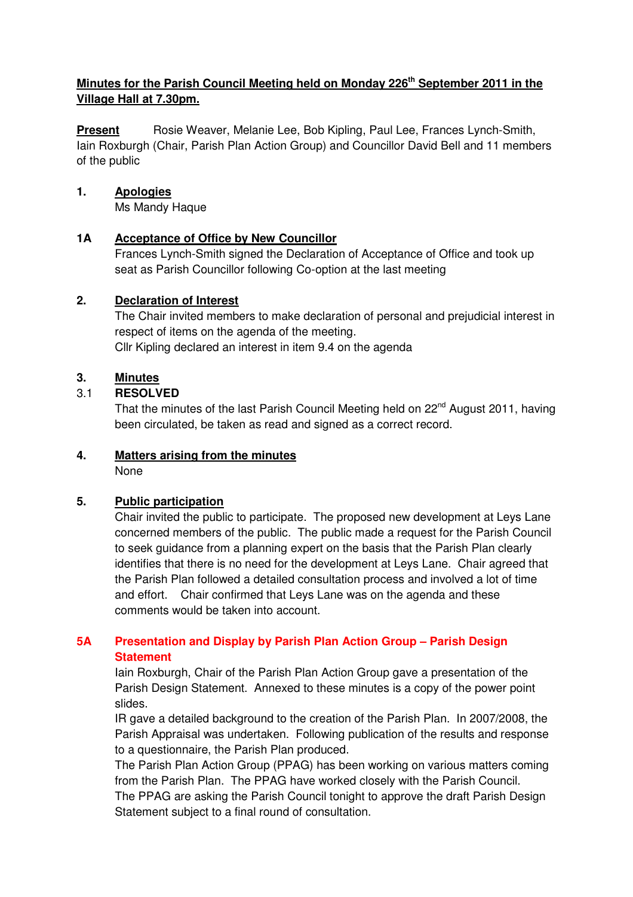**Minutes for the Parish Council Meeting held on Monday 226th September 2011 in the Village Hall at 7.30pm.**

**Present** Rosie Weaver, Melanie Lee, Bob Kipling, Paul Lee, Frances Lynch-Smith, Iain Roxburgh (Chair, Parish Plan Action Group) and Councillor David Bell and 11 members of the public

**1. Apologies**

Ms Mandy Haque

**1A Acceptance of Office by New Councillor**

Frances Lynch-Smith signed the Declaration of Acceptance of Office and took up seat as Parish Councillor following Co-option at the last meeting

**2. Declaration of Interest**

The Chair invited members to make declaration of personal and prejudicial interest in respect of items on the agenda of the meeting.
Cllr Kipling declared an interest in item 9.4 on the agenda

**3. Minutes**

3.1 **RESOLVED**

That the minutes of the last Parish Council Meeting held on 22nd August 2011, having been circulated, be taken as read and signed as a correct record.

**4. Matters arising from the minutes**

None

**5. Public participation**

Chair invited the public to participate. The proposed new development at Leys Lane concerned members of the public. The public made a request for the Parish Council to seek guidance from a planning expert on the basis that the Parish Plan clearly identifies that there is no need for the development at Leys Lane. Chair agreed that the Parish Plan followed a detailed consultation process and involved a lot of time and effort. Chair confirmed that Leys Lane was on the agenda and these comments would be taken into account.

**5A Presentation and Display by Parish Plan Action Group – Parish Design Statement**

Iain Roxburgh, Chair of the Parish Plan Action Group gave a presentation of the Parish Design Statement. Annexed to these minutes is a copy of the power point slides.

IR gave a detailed background to the creation of the Parish Plan. In 2007/2008, the Parish Appraisal was undertaken. Following publication of the results and response to a questionnaire, the Parish Plan produced.

The Parish Plan Action Group (PPAG) has been working on various matters coming from the Parish Plan. The PPAG have worked closely with the Parish Council.

The PPAG are asking the Parish Council tonight to approve the draft Parish Design Statement subject to a final round of consultation.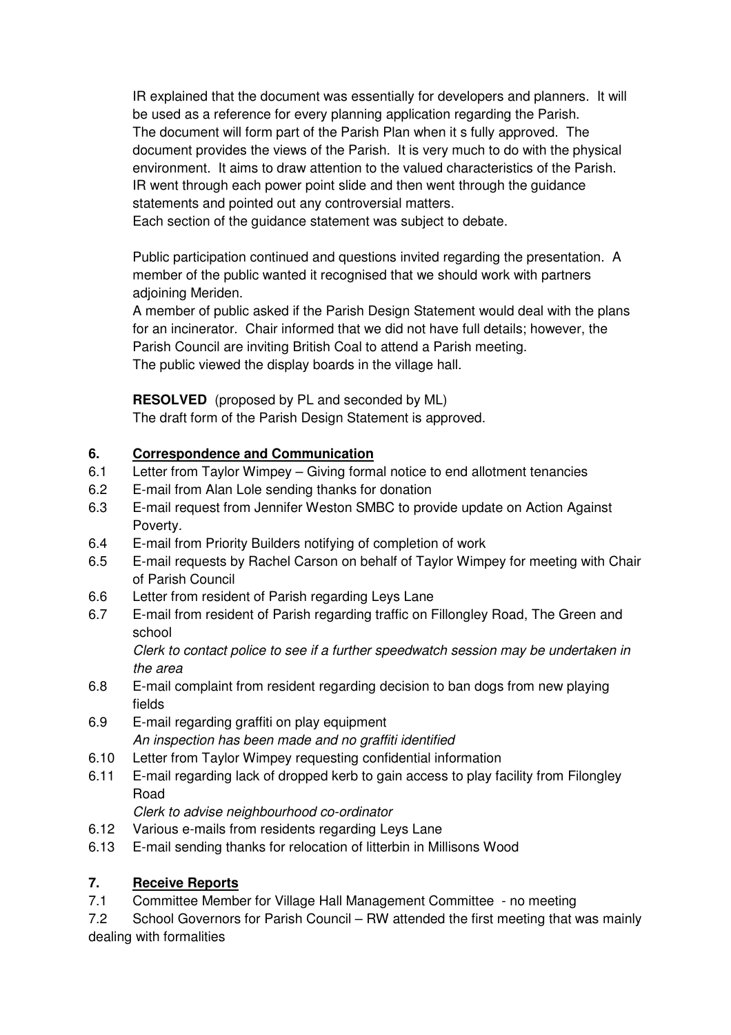IR explained that the document was essentially for developers and planners. It will be used as a reference for every planning application regarding the Parish. The document will form part of the Parish Plan when it s fully approved. The document provides the views of the Parish. It is very much to do with the physical environment. It aims to draw attention to the valued characteristics of the Parish. IR went through each power point slide and then went through the guidance statements and pointed out any controversial matters.
Each section of the guidance statement was subject to debate.

Public participation continued and questions invited regarding the presentation. A member of the public wanted it recognised that we should work with partners adjoining Meriden.
A member of public asked if the Parish Design Statement would deal with the plans for an incinerator. Chair informed that we did not have full details; however, the Parish Council are inviting British Coal to attend a Parish meeting.
The public viewed the display boards in the village hall.

**RESOLVED** (proposed by PL and seconded by ML)
The draft form of the Parish Design Statement is approved.

## 6. Correspondence and Communication

6.1 Letter from Taylor Wimpey – Giving formal notice to end allotment tenancies
6.2 E-mail from Alan Lole sending thanks for donation
6.3 E-mail request from Jennifer Weston SMBC to provide update on Action Against Poverty.
6.4 E-mail from Priority Builders notifying of completion of work
6.5 E-mail requests by Rachel Carson on behalf of Taylor Wimpey for meeting with Chair of Parish Council
6.6 Letter from resident of Parish regarding Leys Lane
6.7 E-mail from resident of Parish regarding traffic on Fillongley Road, The Green and school
*Clerk to contact police to see if a further speedwatch session may be undertaken in the area*
6.8 E-mail complaint from resident regarding decision to ban dogs from new playing fields
6.9 E-mail regarding graffiti on play equipment
*An inspection has been made and no graffiti identified*
6.10 Letter from Taylor Wimpey requesting confidential information
6.11 E-mail regarding lack of dropped kerb to gain access to play facility from Filongley Road
*Clerk to advise neighbourhood co-ordinator*
6.12 Various e-mails from residents regarding Leys Lane
6.13 E-mail sending thanks for relocation of litterbin in Millisons Wood

## 7. Receive Reports

7.1 Committee Member for Village Hall Management Committee - no meeting
7.2 School Governors for Parish Council – RW attended the first meeting that was mainly dealing with formalities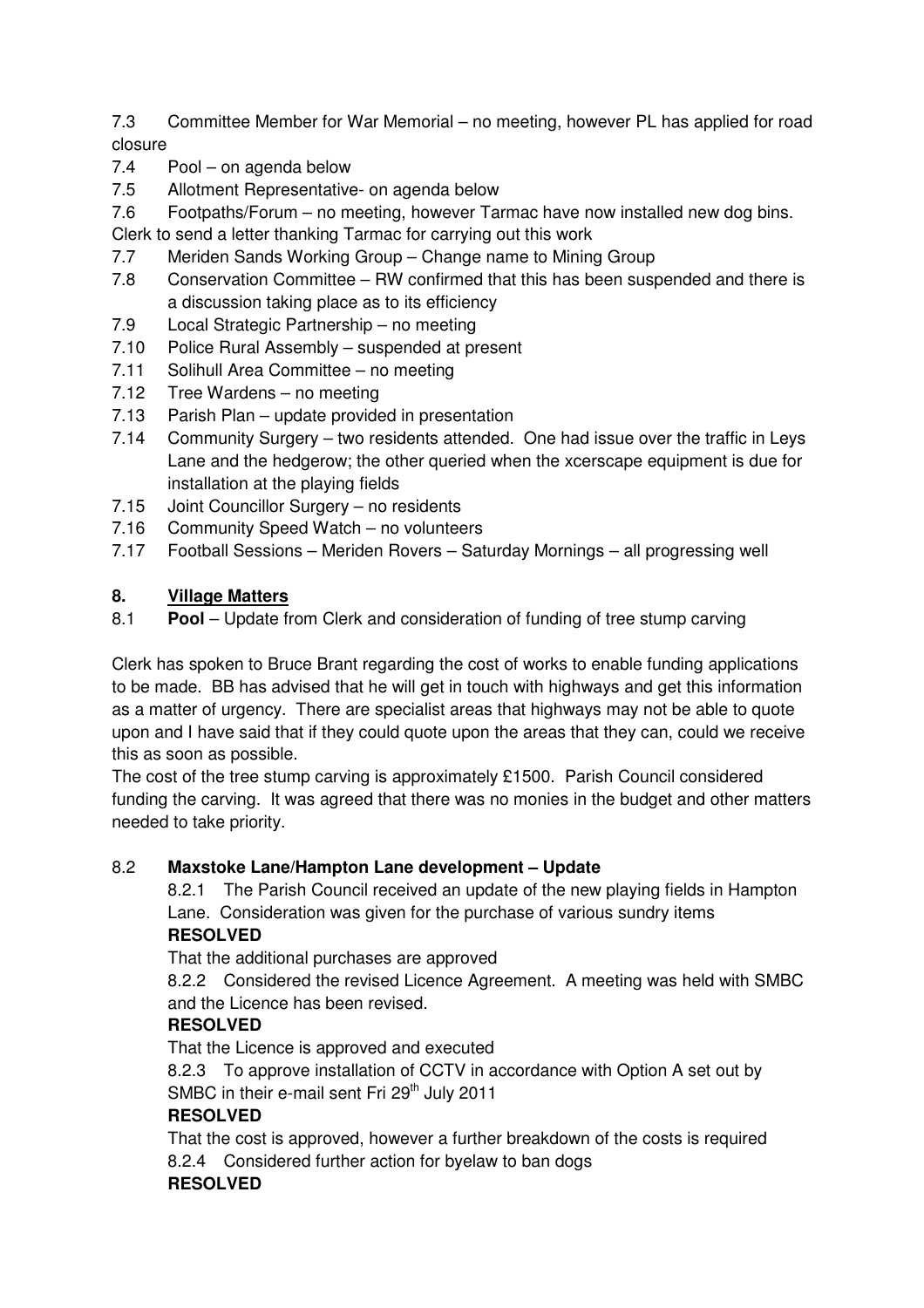7.3 Committee Member for War Memorial – no meeting, however PL has applied for road closure

7.4 Pool – on agenda below

7.5 Allotment Representative- on agenda below

7.6 Footpaths/Forum – no meeting, however Tarmac have now installed new dog bins. Clerk to send a letter thanking Tarmac for carrying out this work

7.7 Meriden Sands Working Group – Change name to Mining Group

7.8 Conservation Committee – RW confirmed that this has been suspended and there is a discussion taking place as to its efficiency

7.9 Local Strategic Partnership – no meeting

7.10 Police Rural Assembly – suspended at present

7.11 Solihull Area Committee – no meeting

7.12 Tree Wardens – no meeting

7.13 Parish Plan – update provided in presentation

7.14 Community Surgery – two residents attended. One had issue over the traffic in Leys Lane and the hedgerow; the other queried when the xcerscape equipment is due for installation at the playing fields

7.15 Joint Councillor Surgery – no residents

7.16 Community Speed Watch – no volunteers

7.17 Football Sessions – Meriden Rovers – Saturday Mornings – all progressing well

## 8. Village Matters

8.1 **Pool** – Update from Clerk and consideration of funding of tree stump carving

Clerk has spoken to Bruce Brant regarding the cost of works to enable funding applications to be made. BB has advised that he will get in touch with highways and get this information as a matter of urgency. There are specialist areas that highways may not be able to quote upon and I have said that if they could quote upon the areas that they can, could we receive this as soon as possible.

The cost of the tree stump carving is approximately £1500. Parish Council considered funding the carving. It was agreed that there was no monies in the budget and other matters needed to take priority.

8.2 **Maxstoke Lane/Hampton Lane development – Update**

8.2.1 The Parish Council received an update of the new playing fields in Hampton Lane. Consideration was given for the purchase of various sundry items

**RESOLVED**

That the additional purchases are approved

8.2.2 Considered the revised Licence Agreement. A meeting was held with SMBC and the Licence has been revised.

**RESOLVED**

That the Licence is approved and executed

8.2.3 To approve installation of CCTV in accordance with Option A set out by SMBC in their e-mail sent Fri 29th July 2011

**RESOLVED**

That the cost is approved, however a further breakdown of the costs is required

8.2.4 Considered further action for byelaw to ban dogs

**RESOLVED**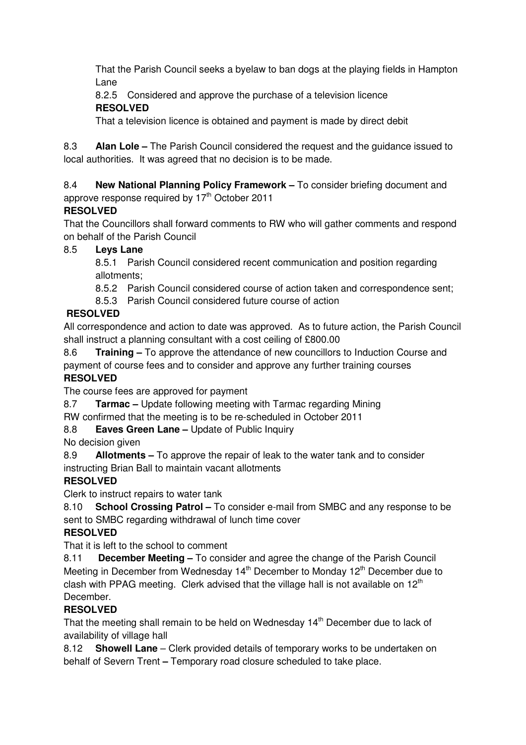That the Parish Council seeks a byelaw to ban dogs at the playing fields in Hampton Lane

8.2.5 Considered and approve the purchase of a television licence

**RESOLVED**

That a television licence is obtained and payment is made by direct debit

8.3 **Alan Lole –** The Parish Council considered the request and the guidance issued to local authorities. It was agreed that no decision is to be made.

8.4 **New National Planning Policy Framework –** To consider briefing document and approve response required by 17th October 2011

**RESOLVED**

That the Councillors shall forward comments to RW who will gather comments and respond on behalf of the Parish Council

8.5 **Leys Lane**

8.5.1 Parish Council considered recent communication and position regarding allotments;

8.5.2 Parish Council considered course of action taken and correspondence sent;

8.5.3 Parish Council considered future course of action

**RESOLVED**

All correspondence and action to date was approved. As to future action, the Parish Council shall instruct a planning consultant with a cost ceiling of £800.00

8.6 **Training –** To approve the attendance of new councillors to Induction Course and payment of course fees and to consider and approve any further training courses

**RESOLVED**

The course fees are approved for payment

8.7 **Tarmac –** Update following meeting with Tarmac regarding Mining

RW confirmed that the meeting is to be re-scheduled in October 2011

8.8 **Eaves Green Lane –** Update of Public Inquiry

No decision given

8.9 **Allotments –** To approve the repair of leak to the water tank and to consider instructing Brian Ball to maintain vacant allotments

**RESOLVED**

Clerk to instruct repairs to water tank

8.10 **School Crossing Patrol –** To consider e-mail from SMBC and any response to be sent to SMBC regarding withdrawal of lunch time cover

**RESOLVED**

That it is left to the school to comment

8.11 **December Meeting –** To consider and agree the change of the Parish Council Meeting in December from Wednesday 14th December to Monday 12th December due to clash with PPAG meeting. Clerk advised that the village hall is not available on 12th December.

**RESOLVED**

That the meeting shall remain to be held on Wednesday 14th December due to lack of availability of village hall

8.12 **Showell Lane** – Clerk provided details of temporary works to be undertaken on behalf of Severn Trent **–** Temporary road closure scheduled to take place.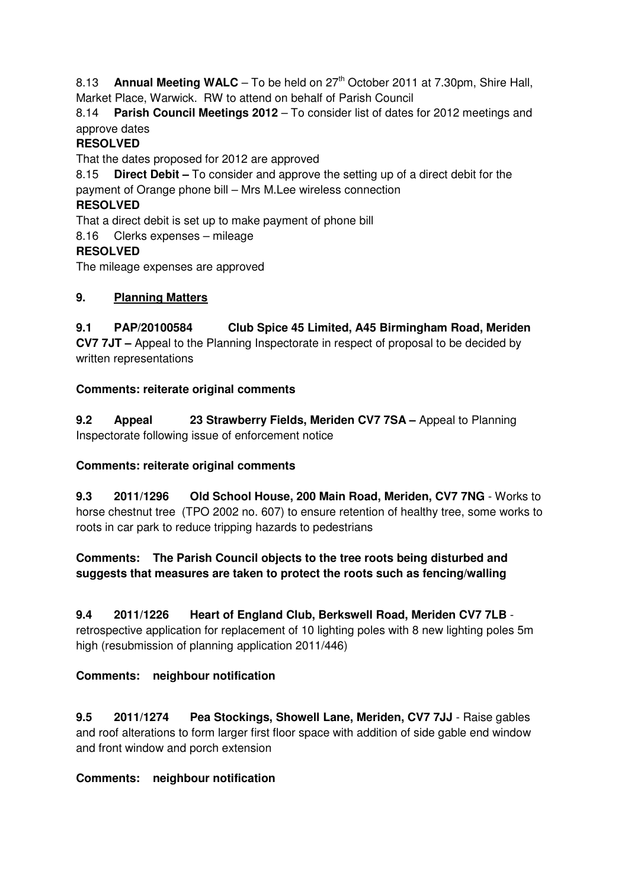8.13 **Annual Meeting WALC** – To be held on 27th October 2011 at 7.30pm, Shire Hall, Market Place, Warwick. RW to attend on behalf of Parish Council

8.14 **Parish Council Meetings 2012** – To consider list of dates for 2012 meetings and approve dates

**RESOLVED**

That the dates proposed for 2012 are approved

8.15 **Direct Debit –** To consider and approve the setting up of a direct debit for the payment of Orange phone bill – Mrs M.Lee wireless connection

**RESOLVED**

That a direct debit is set up to make payment of phone bill

8.16 Clerks expenses – mileage

**RESOLVED**

The mileage expenses are approved

## 9. Planning Matters

**9.1 PAP/20100584 Club Spice 45 Limited, A45 Birmingham Road, Meriden CV7 7JT –** Appeal to the Planning Inspectorate in respect of proposal to be decided by written representations

**Comments: reiterate original comments**

**9.2 Appeal 23 Strawberry Fields, Meriden CV7 7SA –** Appeal to Planning Inspectorate following issue of enforcement notice

**Comments: reiterate original comments**

**9.3 2011/1296 Old School House, 200 Main Road, Meriden, CV7 7NG** - Works to horse chestnut tree (TPO 2002 no. 607) to ensure retention of healthy tree, some works to roots in car park to reduce tripping hazards to pedestrians

**Comments: The Parish Council objects to the tree roots being disturbed and suggests that measures are taken to protect the roots such as fencing/walling**

**9.4 2011/1226 Heart of England Club, Berkswell Road, Meriden CV7 7LB** - retrospective application for replacement of 10 lighting poles with 8 new lighting poles 5m high (resubmission of planning application 2011/446)

**Comments: neighbour notification**

**9.5 2011/1274 Pea Stockings, Showell Lane, Meriden, CV7 7JJ** - Raise gables and roof alterations to form larger first floor space with addition of side gable end window and front window and porch extension

**Comments: neighbour notification**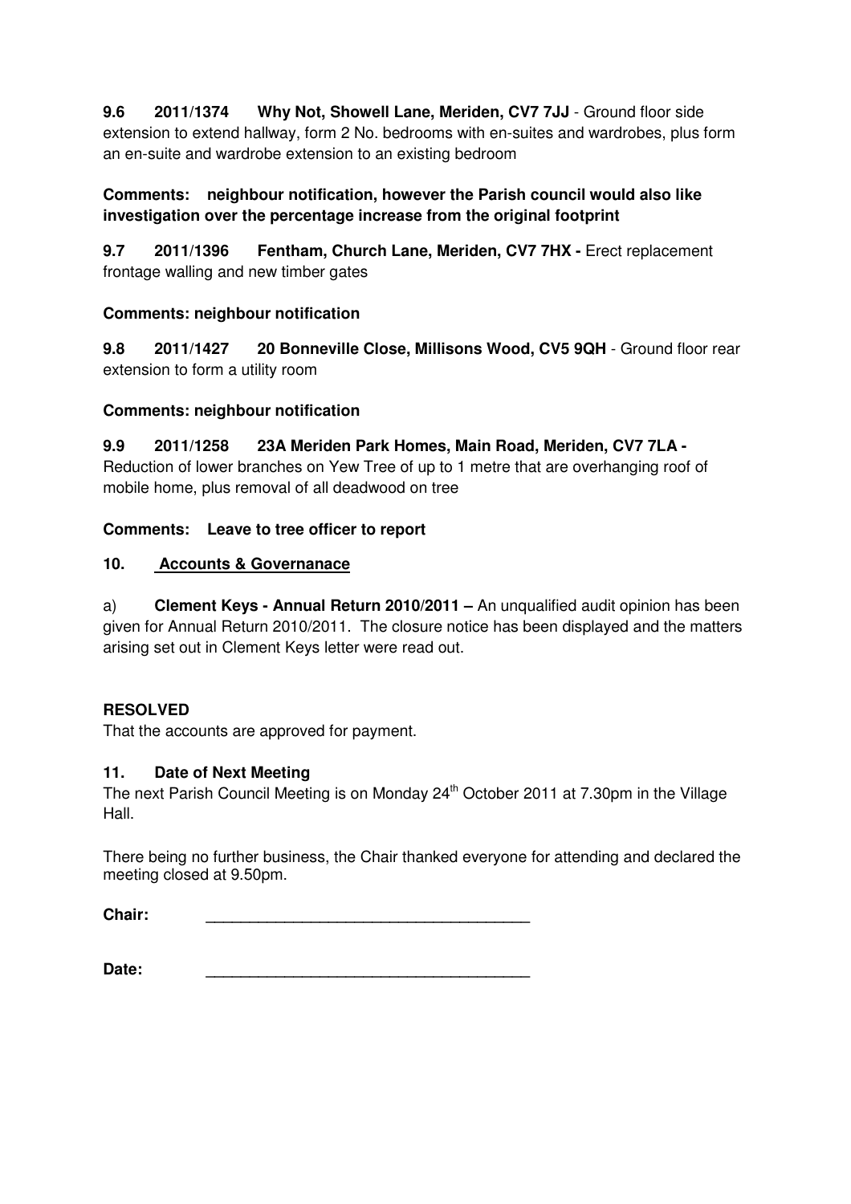**9.6 2011/1374 Why Not, Showell Lane, Meriden, CV7 7JJ** - Ground floor side extension to extend hallway, form 2 No. bedrooms with en-suites and wardrobes, plus form an en-suite and wardrobe extension to an existing bedroom

**Comments: neighbour notification, however the Parish council would also like investigation over the percentage increase from the original footprint**

**9.7 2011/1396 Fentham, Church Lane, Meriden, CV7 7HX -** Erect replacement frontage walling and new timber gates

**Comments: neighbour notification**

**9.8 2011/1427 20 Bonneville Close, Millisons Wood, CV5 9QH** - Ground floor rear extension to form a utility room

**Comments: neighbour notification**

**9.9 2011/1258 23A Meriden Park Homes, Main Road, Meriden, CV7 7LA -** Reduction of lower branches on Yew Tree of up to 1 metre that are overhanging roof of mobile home, plus removal of all deadwood on tree

**Comments: Leave to tree officer to report**

## 10. Accounts & Governanace

a) **Clement Keys - Annual Return 2010/2011 –** An unqualified audit opinion has been given for Annual Return 2010/2011. The closure notice has been displayed and the matters arising set out in Clement Keys letter were read out.

**RESOLVED**

That the accounts are approved for payment.

## 11. Date of Next Meeting

The next Parish Council Meeting is on Monday 24th October 2011 at 7.30pm in the Village Hall.

There being no further business, the Chair thanked everyone for attending and declared the meeting closed at 9.50pm.

**Chair:** \_\_\_\_\_\_\_\_\_\_\_\_\_\_\_\_\_\_\_\_\_\_\_\_\_\_\_\_\_\_\_\_\_\_\_\_\_\_

**Date:** \_\_\_\_\_\_\_\_\_\_\_\_\_\_\_\_\_\_\_\_\_\_\_\_\_\_\_\_\_\_\_\_\_\_\_\_\_\_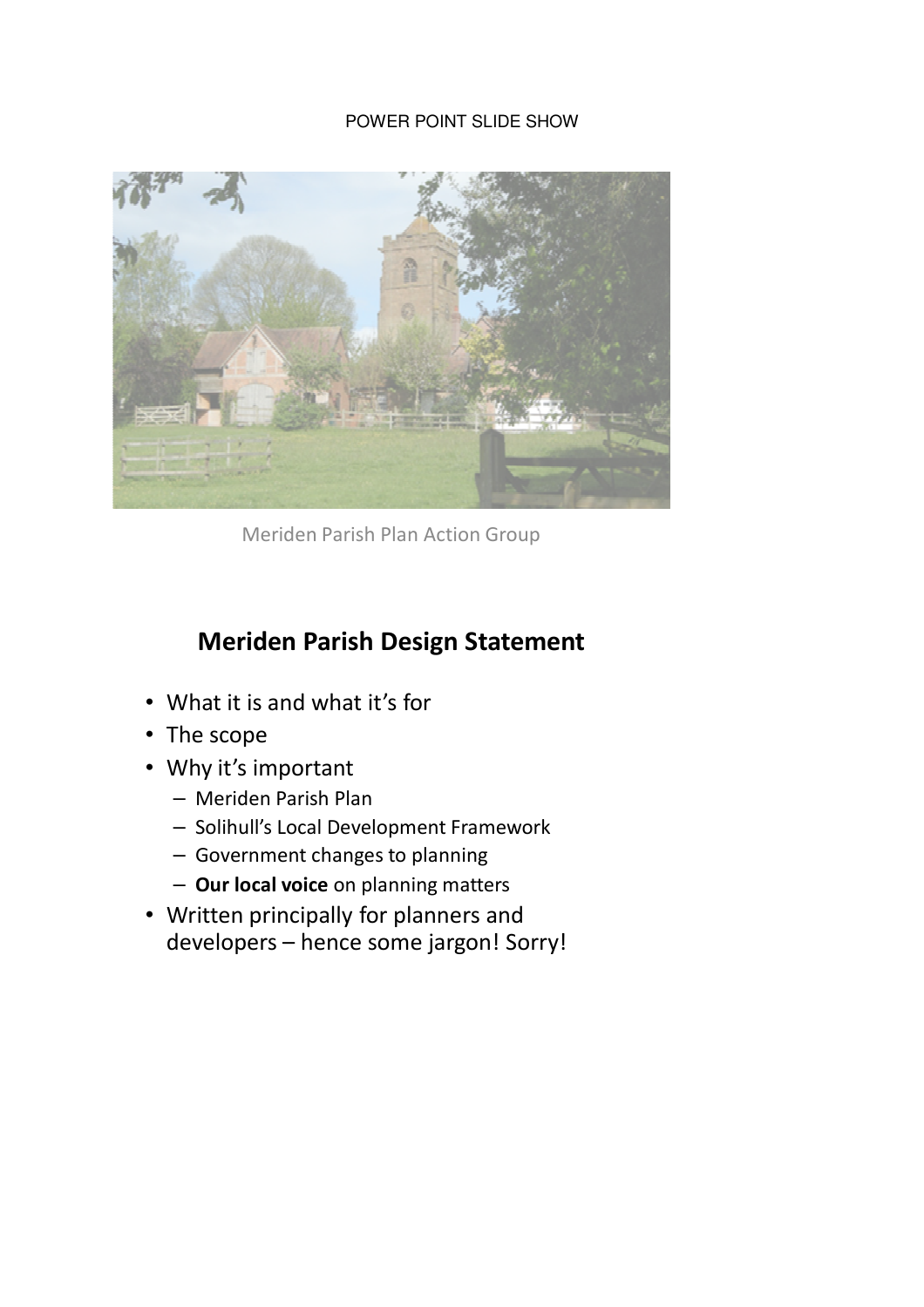POWER POINT SLIDE SHOW

Meriden Parish Plan Action Group

## Meriden Parish Design Statement

- What it is and what it's for
- The scope
- Why it's important
  - Meriden Parish Plan
  - Solihull's Local Development Framework
  - Government changes to planning
  - **Our local voice** on planning matters
- Written principally for planners and developers – hence some jargon! Sorry!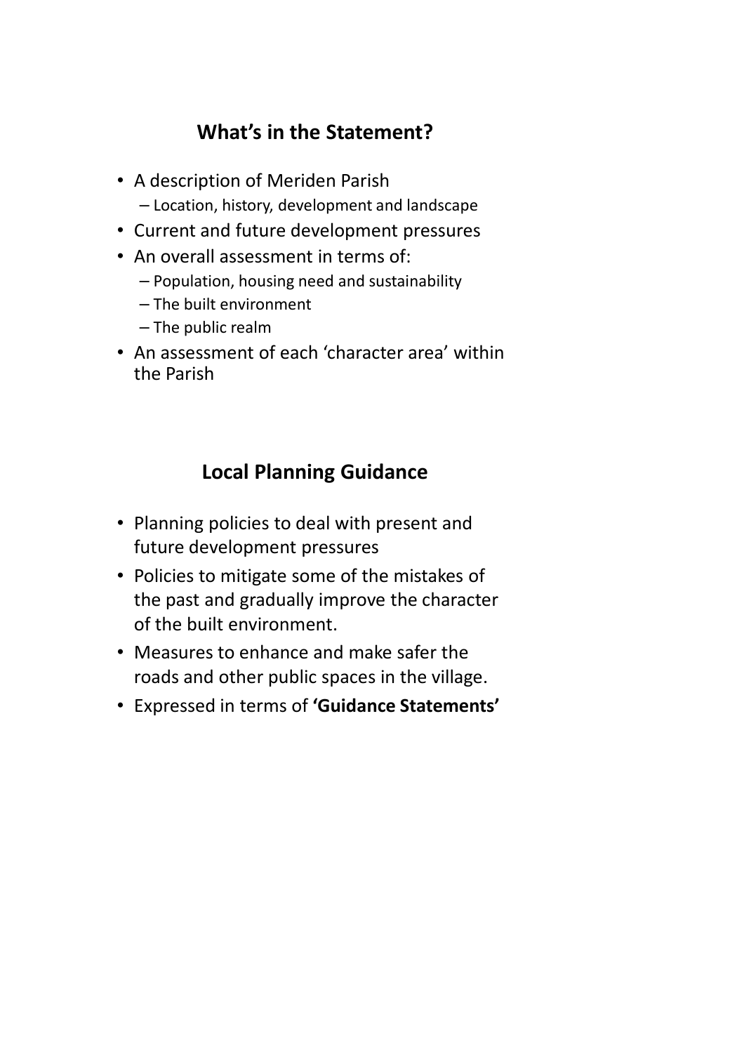## What's in the Statement?

- A description of Meriden Parish
  - Location, history, development and landscape
- Current and future development pressures
- An overall assessment in terms of:
  - Population, housing need and sustainability
  - The built environment
  - The public realm
- An assessment of each 'character area' within the Parish

## Local Planning Guidance

- Planning policies to deal with present and future development pressures
- Policies to mitigate some of the mistakes of the past and gradually improve the character of the built environment.
- Measures to enhance and make safer the roads and other public spaces in the village.
- Expressed in terms of **'Guidance Statements'**